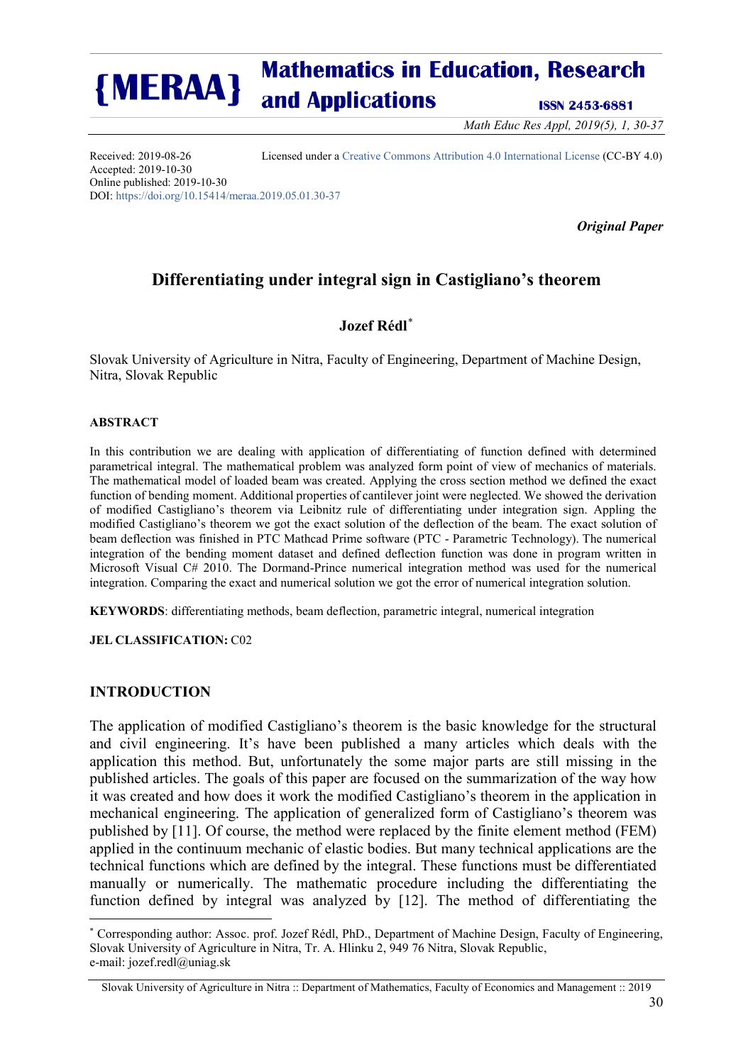Received: 2019-08-26 Licensed under a Creative Commons Attribution 4.0 International License (CC-BY 4.0)
Accepted: 2019-10-30
Online published: 2019-10-30
DOI: https://doi.org/10.15414/meraa.2019.05.01.30-37

***Original Paper***

# Differentiating under integral sign in Castigliano's theorem

**Jozef Rédl***

Slovak University of Agriculture in Nitra, Faculty of Engineering, Department of Machine Design, Nitra, Slovak Republic

#### ABSTRACT

In this contribution we are dealing with application of differentiating of function defined with determined parametrical integral. The mathematical problem was analyzed form point of view of mechanics of materials. The mathematical model of loaded beam was created. Applying the cross section method we defined the exact function of bending moment. Additional properties of cantilever joint were neglected. We showed the derivation of modified Castigliano's theorem via Leibnitz rule of differentiating under integration sign. Appling the modified Castigliano's theorem we got the exact solution of the deflection of the beam. The exact solution of beam deflection was finished in PTC Mathcad Prime software (PTC - Parametric Technology). The numerical integration of the bending moment dataset and defined deflection function was done in program written in Microsoft Visual C# 2010. The Dormand-Prince numerical integration method was used for the numerical integration. Comparing the exact and numerical solution we got the error of numerical integration solution.

**KEYWORDS**: differentiating methods, beam deflection, parametric integral, numerical integration

**JEL CLASSIFICATION:** C02

## INTRODUCTION

The application of modified Castigliano's theorem is the basic knowledge for the structural and civil engineering. It's have been published a many articles which deals with the application this method. But, unfortunately the some major parts are still missing in the published articles. The goals of this paper are focused on the summarization of the way how it was created and how does it work the modified Castigliano's theorem in the application in mechanical engineering. The application of generalized form of Castigliano's theorem was published by [11]. Of course, the method were replaced by the finite element method (FEM) applied in the continuum mechanic of elastic bodies. But many technical applications are the technical functions which are defined by the integral. These functions must be differentiated manually or numerically. The mathematic procedure including the differentiating the function defined by integral was analyzed by [12]. The method of differentiating the

* Corresponding author: Assoc. prof. Jozef Rédl, PhD., Department of Machine Design, Faculty of Engineering, Slovak University of Agriculture in Nitra, Tr. A. Hlinku 2, 949 76 Nitra, Slovak Republic,
e-mail: jozef.redl@uniag.sk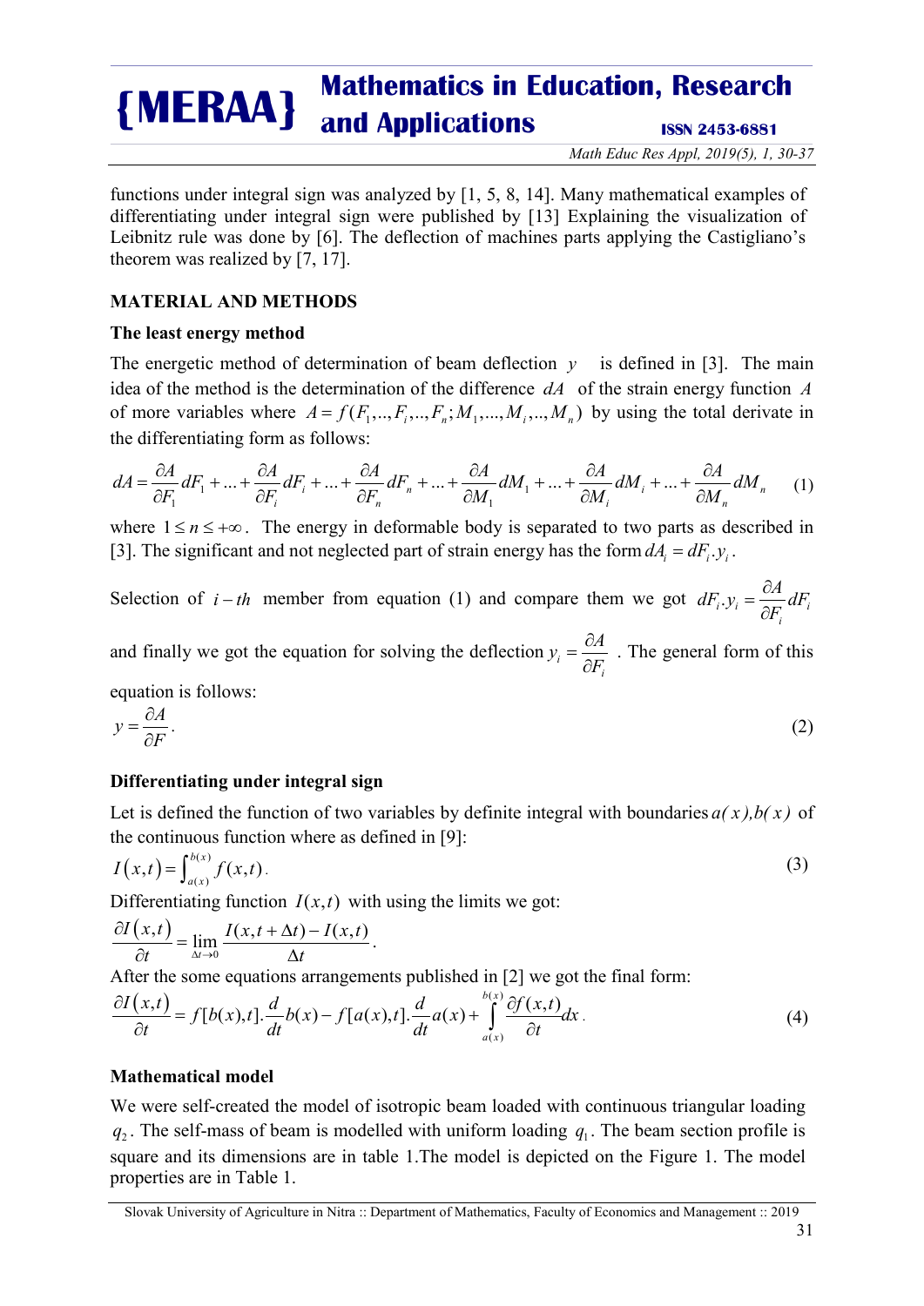functions under integral sign was analyzed by [1, 5, 8, 14]. Many mathematical examples of differentiating under integral sign were published by [13] Explaining the visualization of Leibnitz rule was done by [6]. The deflection of machines parts applying the Castigliano's theorem was realized by [7, 17].

## MATERIAL AND METHODS

### The least energy method

The energetic method of determination of beam deflection $y$ is defined in [3]. The main idea of the method is the determination of the difference $dA$ of the strain energy function $A$ of more variables where $A = f(F_1,..,F_i,..,F_n; M_1,...,M_i,..,M_n)$ by using the total derivate in the differentiating form as follows:

$$dA = \frac{\partial A}{\partial F_1}dF_1 + ... + \frac{\partial A}{\partial F_i}dF_i + ... + \frac{\partial A}{\partial F_n}dF_n + ... + \frac{\partial A}{\partial M_1}dM_1 + ... + \frac{\partial A}{\partial M_i}dM_i + ... + \frac{\partial A}{\partial M_n}dM_n \quad (1)$$

where $1 \le n \le +\infty$. The energy in deformable body is separated to two parts as described in [3]. The significant and not neglected part of strain energy has the form $dA_i = dF_i . y_i$.

Selection of $i-th$ member from equation (1) and compare them we got $dF_i . y_i = \frac{\partial A}{\partial F_i}dF_i$ and finally we got the equation for solving the deflection $y_i = \frac{\partial A}{\partial F_i}$. The general form of this equation is follows:

$$y = \frac{\partial A}{\partial F}. \quad (2)$$

### Differentiating under integral sign

Let is defined the function of two variables by definite integral with boundaries $a(x), b(x)$ of the continuous function where as defined in [9]:

$$I(x,t) = \int_{a(x)}^{b(x)} f(x,t). \quad (3)$$

Differentiating function $I(x,t)$ with using the limits we got:

$$\frac{\partial I(x,t)}{\partial t} = \lim_{\Delta t \to 0} \frac{I(x,t+\Delta t) - I(x,t)}{\Delta t}.$$

After the some equations arrangements published in [2] we got the final form:

$$\frac{\partial I(x,t)}{\partial t} = f[b(x),t].\frac{d}{dt}b(x) - f[a(x),t].\frac{d}{dt}a(x) + \int_{a(x)}^{b(x)} \frac{\partial f(x,t)}{\partial t}dx. \quad (4)$$

### Mathematical model

We were self-created the model of isotropic beam loaded with continuous triangular loading $q_2$. The self-mass of beam is modelled with uniform loading $q_1$. The beam section profile is square and its dimensions are in table 1.The model is depicted on the Figure 1. The model properties are in Table 1.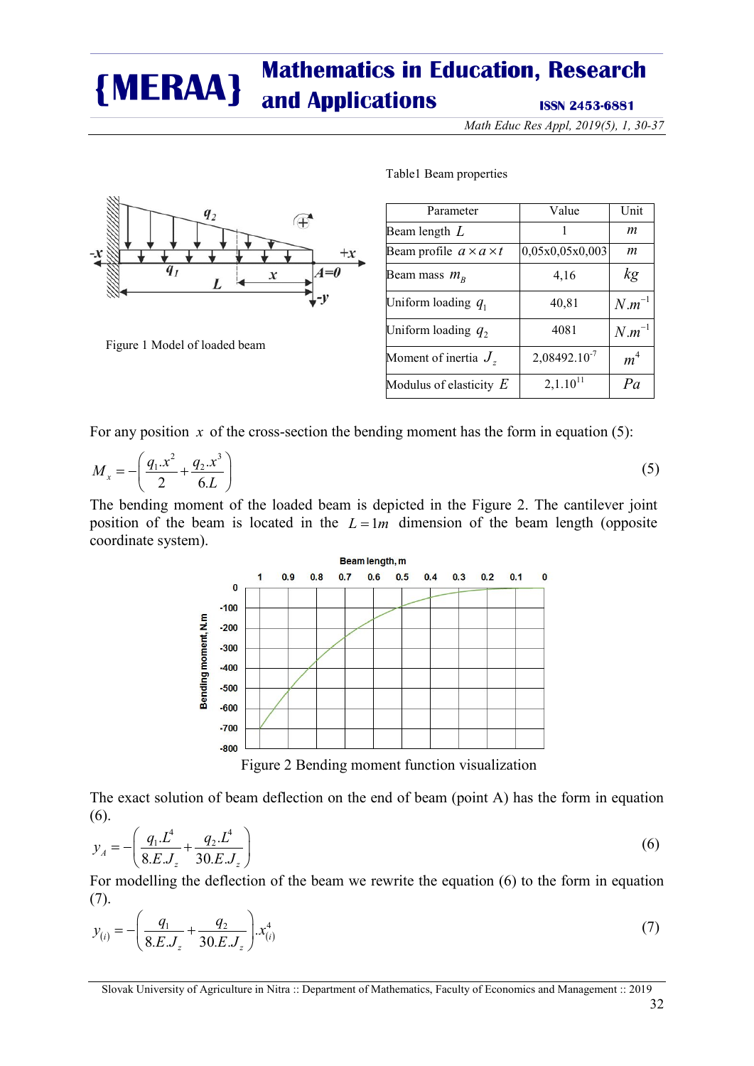Table1 Beam properties

| Parameter | Value | Unit |
|---|---|---|
| Beam length $L$ | 1 | $m$ |
| Beam profile $a \times a \times t$ | 0,05x0,05x0,003 | $m$ |
| Beam mass $m_B$ | 4,16 | $kg$ |
| Uniform loading $q_1$ | 40,81 | $N.m^{-1}$ |
| Uniform loading $q_2$ | 4081 | $N.m^{-1}$ |
| Moment of inertia $J_z$ | $2,08492.10^{-7}$ | $m^4$ |
| Modulus of elasticity $E$ | $2,1.10^{11}$ | $Pa$ |

Figure 1 Model of loaded beam

For any position $x$ of the cross-section the bending moment has the form in equation (5):

$$M_x = -\left(\frac{q_1.x^2}{2} + \frac{q_2.x^3}{6.L}\right) \tag{5}$$

The bending moment of the loaded beam is depicted in the Figure 2. The cantilever joint position of the beam is located in the $L = 1m$ dimension of the beam length (opposite coordinate system).

Figure 2 Bending moment function visualization

The exact solution of beam deflection on the end of beam (point A) has the form in equation (6).

$$y_A = -\left(\frac{q_1.L^4}{8.E.J_z} + \frac{q_2.L^4}{30.E.J_z}\right) \tag{6}$$

For modelling the deflection of the beam we rewrite the equation (6) to the form in equation (7).

$$y_{(i)} = -\left(\frac{q_1}{8.E.J_z} + \frac{q_2}{30.E.J_z}\right).x_{(i)}^4 \tag{7}$$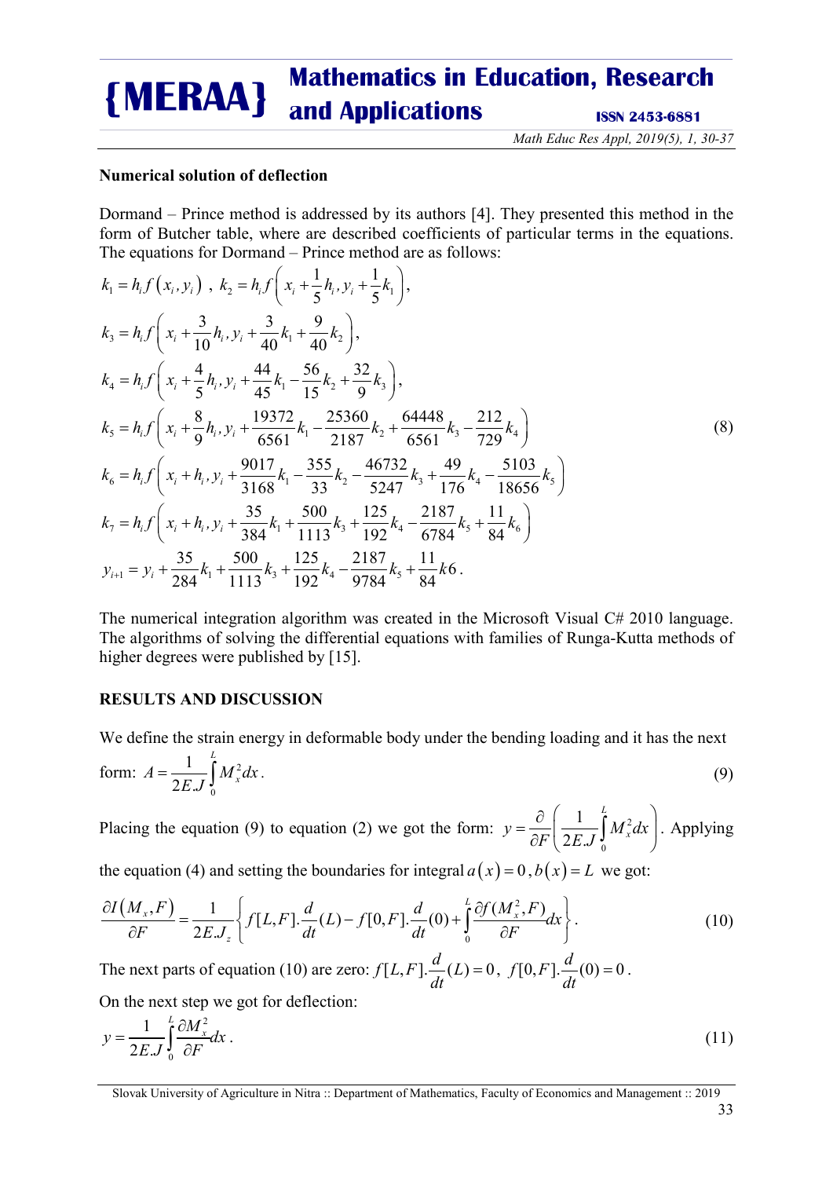**Numerical solution of deflection**

Dormand – Prince method is addressed by its authors [4]. They presented this method in the form of Butcher table, where are described coefficients of particular terms in the equations. The equations for Dormand – Prince method are as follows:

$$
\begin{aligned}
&k_1 = h_i f\left(x_i, y_i\right)\ ,\ k_2 = h_i f\left(x_i + \frac{1}{5}h_i, y_i + \frac{1}{5}k_1\right),\\
&k_3 = h_i f\left(x_i + \frac{3}{10}h_i, y_i + \frac{3}{40}k_1 + \frac{9}{40}k_2\right),\\
&k_4 = h_i f\left(x_i + \frac{4}{5}h_i, y_i + \frac{44}{45}k_1 - \frac{56}{15}k_2 + \frac{32}{9}k_3\right),\\
&k_5 = h_i f\left(x_i + \frac{8}{9}h_i, y_i + \frac{19372}{6561}k_1 - \frac{25360}{2187}k_2 + \frac{64448}{6561}k_3 - \frac{212}{729}k_4\right)\\
&k_6 = h_i f\left(x_i + h_i, y_i + \frac{9017}{3168}k_1 - \frac{355}{33}k_2 - \frac{46732}{5247}k_3 + \frac{49}{176}k_4 - \frac{5103}{18656}k_5\right)\\
&k_7 = h_i f\left(x_i + h_i, y_i + \frac{35}{384}k_1 + \frac{500}{1113}k_3 + \frac{125}{192}k_4 - \frac{2187}{6784}k_5 + \frac{11}{84}k_6\right)\\
&y_{i+1} = y_i + \frac{35}{284}k_1 + \frac{500}{1113}k_3 + \frac{125}{192}k_4 - \frac{2187}{9784}k_5 + \frac{11}{84}k6\,.
\end{aligned}
\tag{8}
$$

The numerical integration algorithm was created in the Microsoft Visual C# 2010 language. The algorithms of solving the differential equations with families of Runga-Kutta methods of higher degrees were published by [15].

**RESULTS AND DISCUSSION**

We define the strain energy in deformable body under the bending loading and it has the next form: $A = \dfrac{1}{2E.J}\displaystyle\int_0^L M_x^2 dx$. (9)

Placing the equation (9) to equation (2) we got the form: $y = \dfrac{\partial}{\partial F}\left(\dfrac{1}{2E.J}\displaystyle\int_0^L M_x^2 dx\right)$. Applying the equation (4) and setting the boundaries for integral $a(x) = 0\,, b(x) = L$ we got:

$$
\frac{\partial I\left(M_x, F\right)}{\partial F} = \frac{1}{2E.J_z}\left\{ f[L,F].\frac{d}{dt}(L) - f[0,F].\frac{d}{dt}(0) + \int_0^L \frac{\partial f(M_x^2, F)}{\partial F}dx \right\}. \tag{10}
$$

The next parts of equation (10) are zero: $f[L,F].\dfrac{d}{dt}(L) = 0$, $f[0,F].\dfrac{d}{dt}(0) = 0$.

On the next step we got for deflection:

$$
y = \frac{1}{2E.J}\int_0^L \frac{\partial M_x^2}{\partial F}dx\,. \tag{11}
$$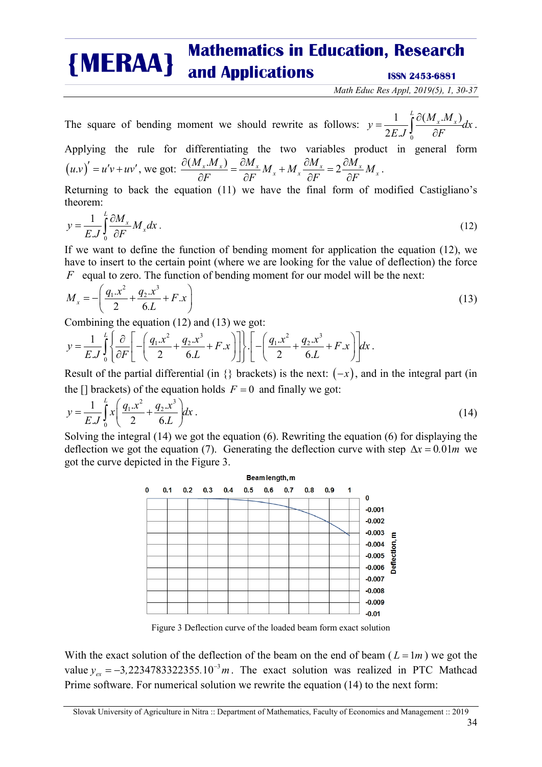The square of bending moment we should rewrite as follows: $y = \frac{1}{2E.J}\int_0^L \frac{\partial(M_x.M_x)}{\partial F}dx$.

Applying the rule for differentiating the two variables product in general form $(u.v)' = u'v + uv'$, we got: $\frac{\partial(M_x.M_x)}{\partial F} = \frac{\partial M_x}{\partial F}M_x + M_x\frac{\partial M_x}{\partial F} = 2\frac{\partial M_x}{\partial F}M_x$.

Returning to back the equation (11) we have the final form of modified Castigliano's theorem:

$$y = \frac{1}{E.J}\int_0^L \frac{\partial M_x}{\partial F}M_x dx. \tag{12}$$

If we want to define the function of bending moment for application the equation (12), we have to insert to the certain point (where we are looking for the value of deflection) the force $F$ equal to zero. The function of bending moment for our model will be the next:

$$M_x = -\left(\frac{q_1.x^2}{2} + \frac{q_2.x^3}{6.L} + F.x\right) \tag{13}$$

Combining the equation (12) and (13) we got:

$$y = \frac{1}{E.J}\int_0^L \left\{\frac{\partial}{\partial F}\left[-\left(\frac{q_1.x^2}{2} + \frac{q_2.x^3}{6.L} + F.x\right)\right]\right\}.\left[-\left(\frac{q_1.x^2}{2} + \frac{q_2.x^3}{6.L} + F.x\right)\right]dx.$$

Result of the partial differential (in {} brackets) is the next: $(-x)$, and in the integral part (in the [] brackets) of the equation holds $F = 0$ and finally we got:

$$y = \frac{1}{E.J}\int_0^L x\left(\frac{q_1.x^2}{2} + \frac{q_2.x^3}{6.L}\right)dx. \tag{14}$$

Solving the integral (14) we got the equation (6). Rewriting the equation (6) for displaying the deflection we got the equation (7). Generating the deflection curve with step $\Delta x = 0.01m$ we got the curve depicted in the Figure 3.

Figure 3 Deflection curve of the loaded beam form exact solution

With the exact solution of the deflection of the beam on the end of beam ($L = 1m$) we got the value $y_{ex} = -3{,}2234783322355.10^{-3}m$. The exact solution was realized in PTC Mathcad Prime software. For numerical solution we rewrite the equation (14) to the next form: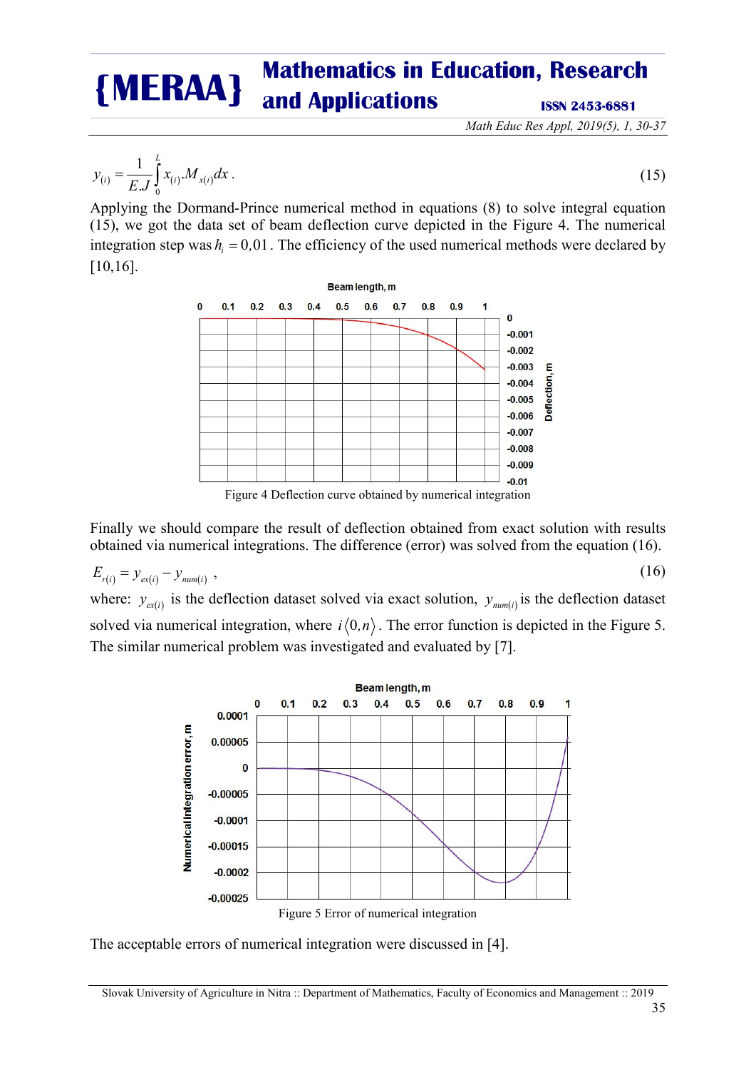$$y_{(i)} = \frac{1}{E.J}\int_{0}^{L} x_{(i)}.M_{x(i)}dx\,. \tag{15}$$

Applying the Dormand-Prince numerical method in equations (8) to solve integral equation (15), we got the data set of beam deflection curve depicted in the Figure 4. The numerical integration step was $h_i = 0{,}01$. The efficiency of the used numerical methods were declared by [10,16].

Figure 4 Deflection curve obtained by numerical integration

Finally we should compare the result of deflection obtained from exact solution with results obtained via numerical integrations. The difference (error) was solved from the equation (16).

$$E_{r(i)} = y_{ex(i)} - y_{num(i)}\,, \tag{16}$$

where: $y_{ex(i)}$ is the deflection dataset solved via exact solution, $y_{num(i)}$ is the deflection dataset solved via numerical integration, where $i\langle 0,n\rangle$. The error function is depicted in the Figure 5. The similar numerical problem was investigated and evaluated by [7].

Figure 5 Error of numerical integration

The acceptable errors of numerical integration were discussed in [4].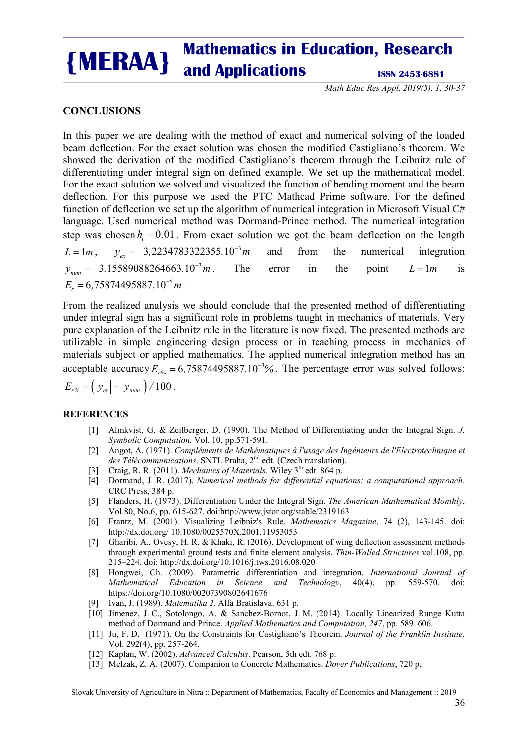## CONCLUSIONS

In this paper we are dealing with the method of exact and numerical solving of the loaded beam deflection. For the exact solution was chosen the modified Castigliano's theorem. We showed the derivation of the modified Castigliano's theorem through the Leibnitz rule of differentiating under integral sign on defined example. We set up the mathematical model. For the exact solution we solved and visualized the function of bending moment and the beam deflection. For this purpose we used the PTC Mathcad Prime software. For the defined function of deflection we set up the algorithm of numerical integration in Microsoft Visual C# language. Used numerical method was Dormand-Prince method. The numerical integration step was chosen $h_i = 0{,}01$. From exact solution we got the beam deflection on the length $L = 1m$, $y_{ex} = -3{,}2234783322355.10^{-3}m$ and from the numerical integration $y_{num} = -3.15589088264663.10^{-3}m$. The error in the point $L = 1m$ is $E_r = 6{,}75874495887.10^{-5}m$.

From the realized analysis we should conclude that the presented method of differentiating under integral sign has a significant role in problems taught in mechanics of materials. Very pure explanation of the Leibnitz rule in the literature is now fixed. The presented methods are utilizable in simple engineering design process or in teaching process in mechanics of materials subject or applied mathematics. The applied numerical integration method has an acceptable accuracy $E_{r\%} = 6{,}75874495887.10^{-3}\%$. The percentage error was solved follows: $E_{r\%} = \left(|y_{ex}| - |y_{num}|\right)/100$.

## REFERENCES

[1] Almkvist, G. & Zeilberger, D. (1990). The Method of Differentiating under the Integral Sign. *J. Symbolic Computation.* Vol. 10, pp.571-591.

[2] Angot, A. (1971). *Compléments de Mathématiques à l'usage des Ingénieurs de l'Electrotechnique et des Télécommunications*. SNTL Praha, 2nd edt. (Czech translation).

[3] Craig, R. R. (2011). *Mechanics of Materials*. Wiley 3th edt. 864 p.

[4] Dormand, J. R. (2017). *Numerical methods for differential equations: a computational approach*. CRC Press, 384 p.

[5] Flanders, H. (1973). Differentiation Under the Integral Sign. *The American Mathematical Monthly*, Vol.80, No.6, pp. 615-627. doi:http://www.jstor.org/stable/2319163

[6] Frantz, M. (2001). Visualizing Leibniz's Rule. *Mathematics Magazine*, 74 (2), 143-145. doi: http://dx.doi.org/ 10.1080/0025570X.2001.11953053

[7] Gharibi, A., Ovesy, H. R. & Khaki, R. (2016). Development of wing deflection assessment methods through experimental ground tests and finite element analysis. *Thin-Walled Structures* vol.108, pp. 215–224. doi: http://dx.doi.org/10.1016/j.tws.2016.08.020

[8] Hongwei, Ch. (2009). Parametric differentiation and integration. *International Journal of Mathematical Education in Science and Technology*, 40(4), pp. 559-570. doi: https://doi.org/10.1080/00207390802641676

[9] Ivan, J. (1989). *Matematika 2*. Alfa Bratislava. 631 p.

[10] Jimenez, J. C., Sotolongo, A. & Sanchez-Bornot, J. M. (2014). Locally Linearized Runge Kutta method of Dormand and Prince. *Applied Mathematics and Computation, 247*, pp. 589–606.

[11] Ju, F. D. (1971). On the Constraints for Castigliano's Theorem. *Journal of the Franklin Institute.* Vol. 292(4), pp. 257-264.

[12] Kaplan, W. (2002). *Advanced Calculus*. Pearson, 5th edt. 768 p.

[13] Melzak, Z. A. (2007). Companion to Concrete Mathematics. *Dover Publications*, 720 p.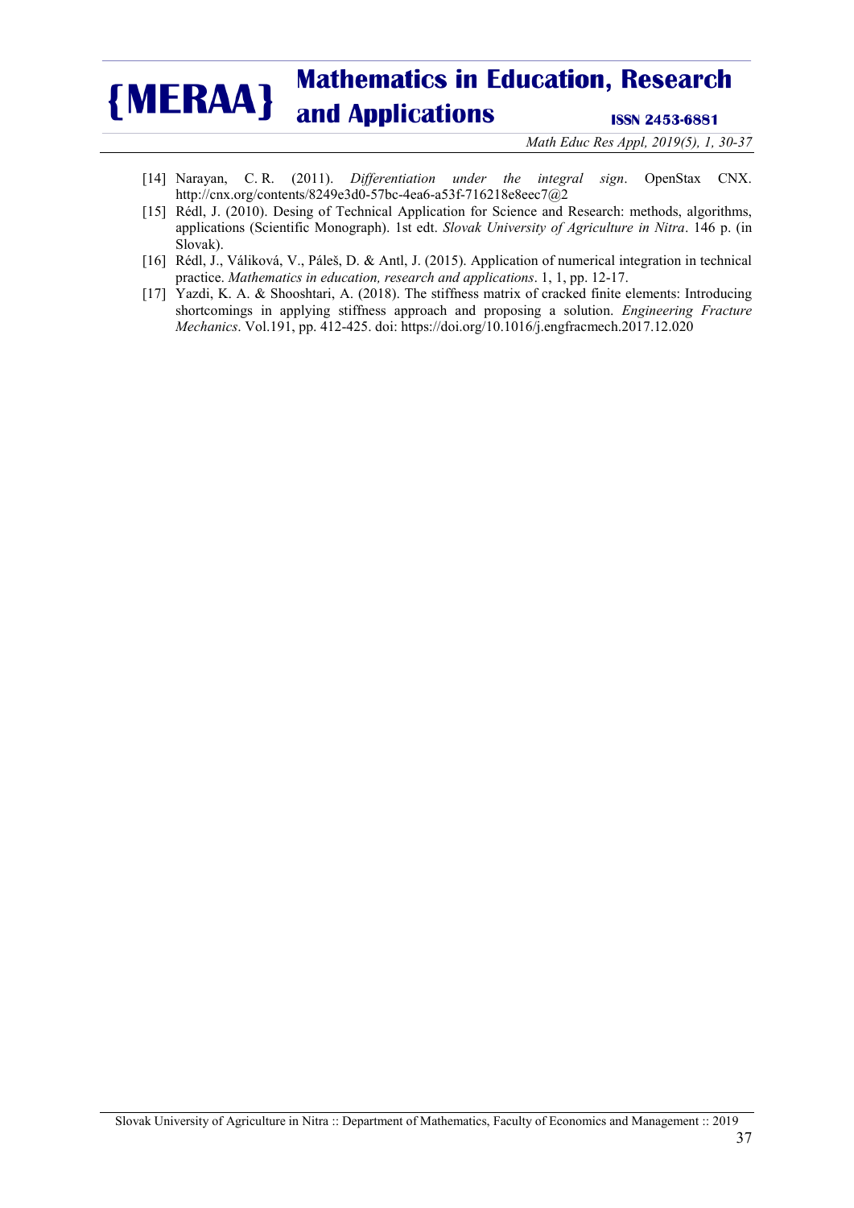[14] Narayan, C. R. (2011). *Differentiation under the integral sign*. OpenStax CNX. http://cnx.org/contents/8249e3d0-57bc-4ea6-a53f-716218e8eec7@2

[15] Rédl, J. (2010). Desing of Technical Application for Science and Research: methods, algorithms, applications (Scientific Monograph). 1st edt. *Slovak University of Agriculture in Nitra*. 146 p. (in Slovak).

[16] Rédl, J., Váliková, V., Páleš, D. & Antl, J. (2015). Application of numerical integration in technical practice. *Mathematics in education, research and applications*. 1, 1, pp. 12-17.

[17] Yazdi, K. A. & Shooshtari, A. (2018). The stiffness matrix of cracked finite elements: Introducing shortcomings in applying stiffness approach and proposing a solution. *Engineering Fracture Mechanics*. Vol.191, pp. 412-425. doi: https://doi.org/10.1016/j.engfracmech.2017.12.020